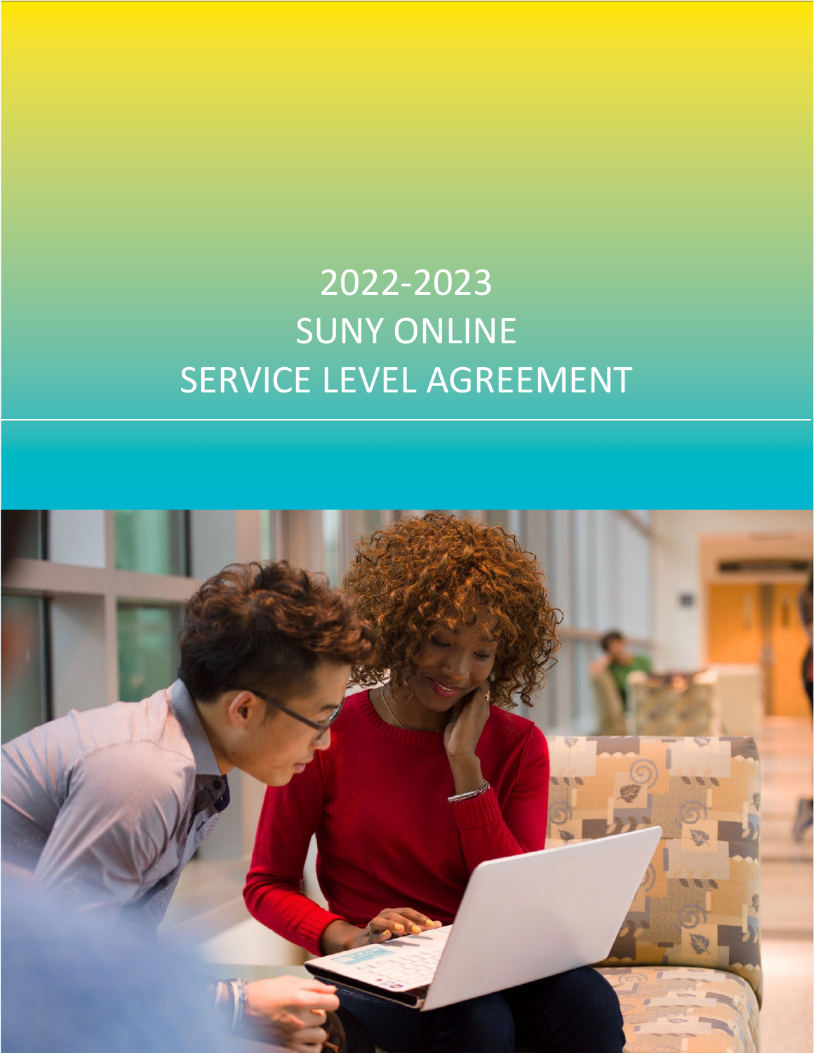# 2022-2023
# SUNY ONLINE
# SERVICE LEVEL AGREEMENT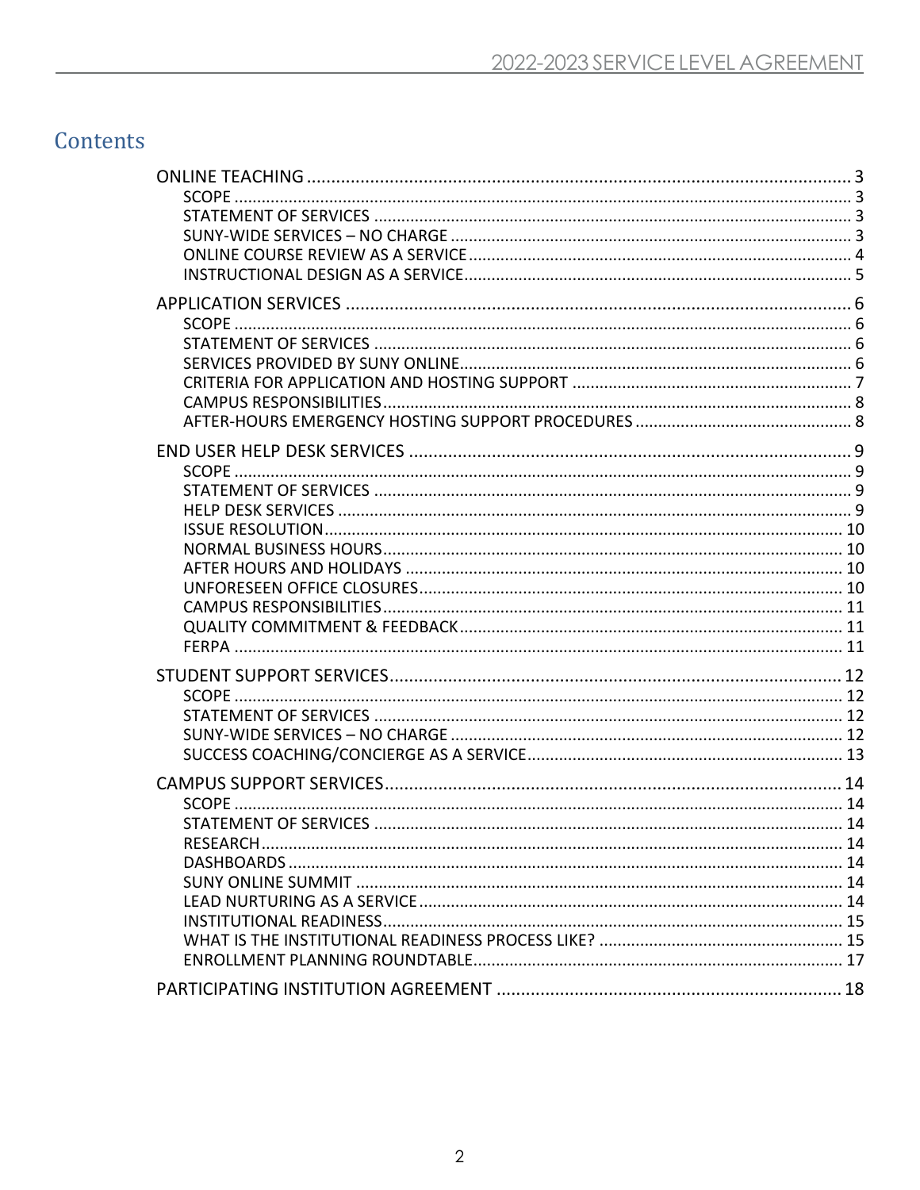# Contents

- ONLINE TEACHING ... 3
  - SCOPE ... 3
  - STATEMENT OF SERVICES ... 3
  - SUNY-WIDE SERVICES – NO CHARGE ... 3
  - ONLINE COURSE REVIEW AS A SERVICE ... 4
  - INSTRUCTIONAL DESIGN AS A SERVICE ... 5
- APPLICATION SERVICES ... 6
  - SCOPE ... 6
  - STATEMENT OF SERVICES ... 6
  - SERVICES PROVIDED BY SUNY ONLINE ... 6
  - CRITERIA FOR APPLICATION AND HOSTING SUPPORT ... 7
  - CAMPUS RESPONSIBILITIES ... 8
  - AFTER-HOURS EMERGENCY HOSTING SUPPORT PROCEDURES ... 8
- END USER HELP DESK SERVICES ... 9
  - SCOPE ... 9
  - STATEMENT OF SERVICES ... 9
  - HELP DESK SERVICES ... 9
  - ISSUE RESOLUTION ... 10
  - NORMAL BUSINESS HOURS ... 10
  - AFTER HOURS AND HOLIDAYS ... 10
  - UNFORESEEN OFFICE CLOSURES ... 10
  - CAMPUS RESPONSIBILITIES ... 11
  - QUALITY COMMITMENT & FEEDBACK ... 11
  - FERPA ... 11
- STUDENT SUPPORT SERVICES ... 12
  - SCOPE ... 12
  - STATEMENT OF SERVICES ... 12
  - SUNY-WIDE SERVICES – NO CHARGE ... 12
  - SUCCESS COACHING/CONCIERGE AS A SERVICE ... 13
- CAMPUS SUPPORT SERVICES ... 14
  - SCOPE ... 14
  - STATEMENT OF SERVICES ... 14
  - RESEARCH ... 14
  - DASHBOARDS ... 14
  - SUNY ONLINE SUMMIT ... 14
  - LEAD NURTURING AS A SERVICE ... 14
  - INSTITUTIONAL READINESS ... 15
  - WHAT IS THE INSTITUTIONAL READINESS PROCESS LIKE? ... 15
  - ENROLLMENT PLANNING ROUNDTABLE ... 17
- PARTICIPATING INSTITUTION AGREEMENT ... 18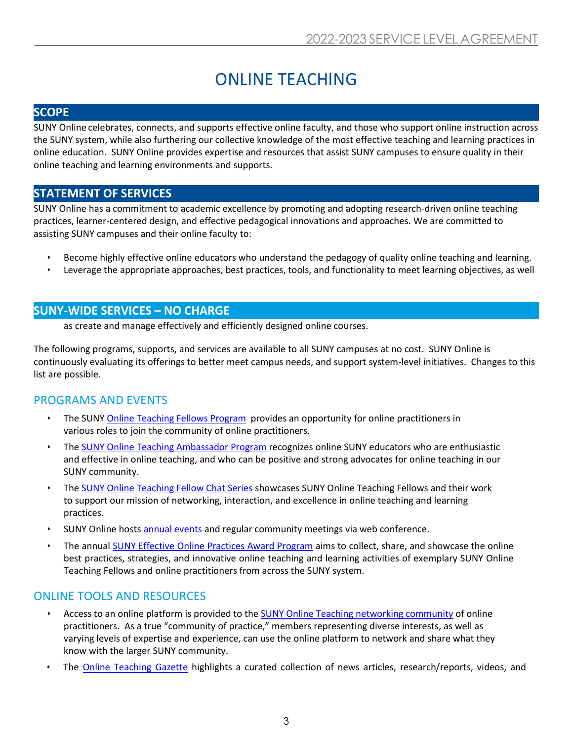# ONLINE TEACHING

## SCOPE

SUNY Online celebrates, connects, and supports effective online faculty, and those who support online instruction across the SUNY system, while also furthering our collective knowledge of the most effective teaching and learning practices in online education. SUNY Online provides expertise and resources that assist SUNY campuses to ensure quality in their online teaching and learning environments and supports.

## STATEMENT OF SERVICES

SUNY Online has a commitment to academic excellence by promoting and adopting research-driven online teaching practices, learner-centered design, and effective pedagogical innovations and approaches. We are committed to assisting SUNY campuses and their online faculty to:

- Become highly effective online educators who understand the pedagogy of quality online teaching and learning.
- Leverage the appropriate approaches, best practices, tools, and functionality to meet learning objectives, as well as create and manage effectively and efficiently designed online courses.

## SUNY-WIDE SERVICES – NO CHARGE

The following programs, supports, and services are available to all SUNY campuses at no cost. SUNY Online is continuously evaluating its offerings to better meet campus needs, and support system-level initiatives. Changes to this list are possible.

### PROGRAMS AND EVENTS

- The SUNY Online Teaching Fellows Program provides an opportunity for online practitioners in various roles to join the community of online practitioners.
- The SUNY Online Teaching Ambassador Program recognizes online SUNY educators who are enthusiastic and effective in online teaching, and who can be positive and strong advocates for online teaching in our SUNY community.
- The SUNY Online Teaching Fellow Chat Series showcases SUNY Online Teaching Fellows and their work to support our mission of networking, interaction, and excellence in online teaching and learning practices.
- SUNY Online hosts annual events and regular community meetings via web conference.
- The annual SUNY Effective Online Practices Award Program aims to collect, share, and showcase the online best practices, strategies, and innovative online teaching and learning activities of exemplary SUNY Online Teaching Fellows and online practitioners from across the SUNY system.

### ONLINE TOOLS AND RESOURCES

- Access to an online platform is provided to the SUNY Online Teaching networking community of online practitioners. As a true "community of practice," members representing diverse interests, as well as varying levels of expertise and experience, can use the online platform to network and share what they know with the larger SUNY community.
- The Online Teaching Gazette highlights a curated collection of news articles, research/reports, videos, and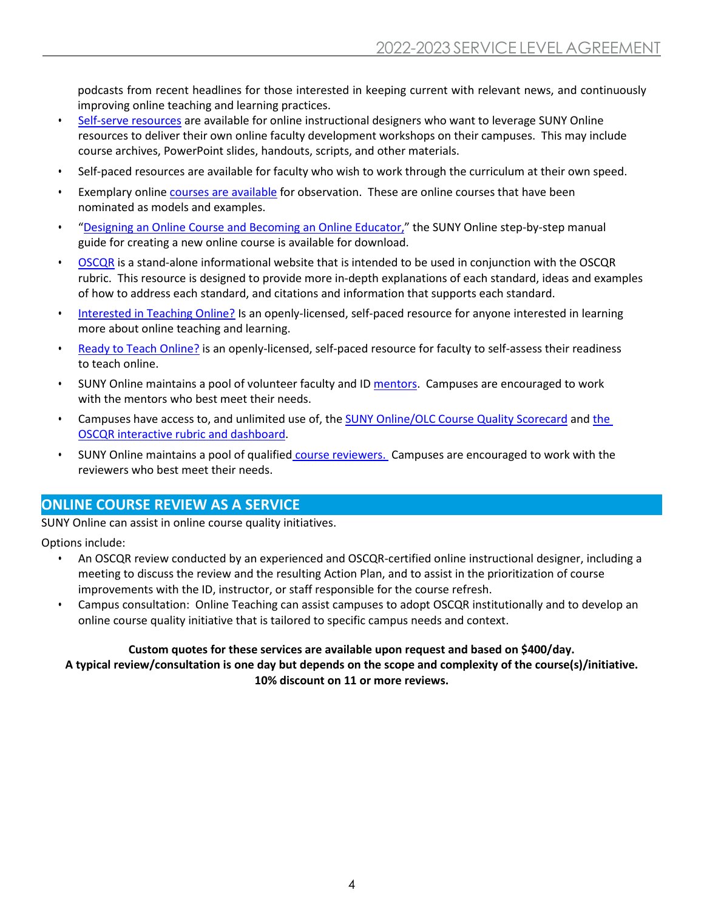podcasts from recent headlines for those interested in keeping current with relevant news, and continuously improving online teaching and learning practices.

- Self-serve resources are available for online instructional designers who want to leverage SUNY Online resources to deliver their own online faculty development workshops on their campuses. This may include course archives, PowerPoint slides, handouts, scripts, and other materials.
- Self-paced resources are available for faculty who wish to work through the curriculum at their own speed.
- Exemplary online courses are available for observation. These are online courses that have been nominated as models and examples.
- "Designing an Online Course and Becoming an Online Educator," the SUNY Online step-by-step manual guide for creating a new online course is available for download.
- OSCQR is a stand-alone informational website that is intended to be used in conjunction with the OSCQR rubric. This resource is designed to provide more in-depth explanations of each standard, ideas and examples of how to address each standard, and citations and information that supports each standard.
- Interested in Teaching Online? Is an openly-licensed, self-paced resource for anyone interested in learning more about online teaching and learning.
- Ready to Teach Online? is an openly-licensed, self-paced resource for faculty to self-assess their readiness to teach online.
- SUNY Online maintains a pool of volunteer faculty and ID mentors. Campuses are encouraged to work with the mentors who best meet their needs.
- Campuses have access to, and unlimited use of, the SUNY Online/OLC Course Quality Scorecard and the OSCQR interactive rubric and dashboard.
- SUNY Online maintains a pool of qualified course reviewers. Campuses are encouraged to work with the reviewers who best meet their needs.

## ONLINE COURSE REVIEW AS A SERVICE

SUNY Online can assist in online course quality initiatives.

Options include:

- An OSCQR review conducted by an experienced and OSCQR-certified online instructional designer, including a meeting to discuss the review and the resulting Action Plan, and to assist in the prioritization of course improvements with the ID, instructor, or staff responsible for the course refresh.
- Campus consultation: Online Teaching can assist campuses to adopt OSCQR institutionally and to develop an online course quality initiative that is tailored to specific campus needs and context.

**Custom quotes for these services are available upon request and based on $400/day.**
**A typical review/consultation is one day but depends on the scope and complexity of the course(s)/initiative.**
**10% discount on 11 or more reviews.**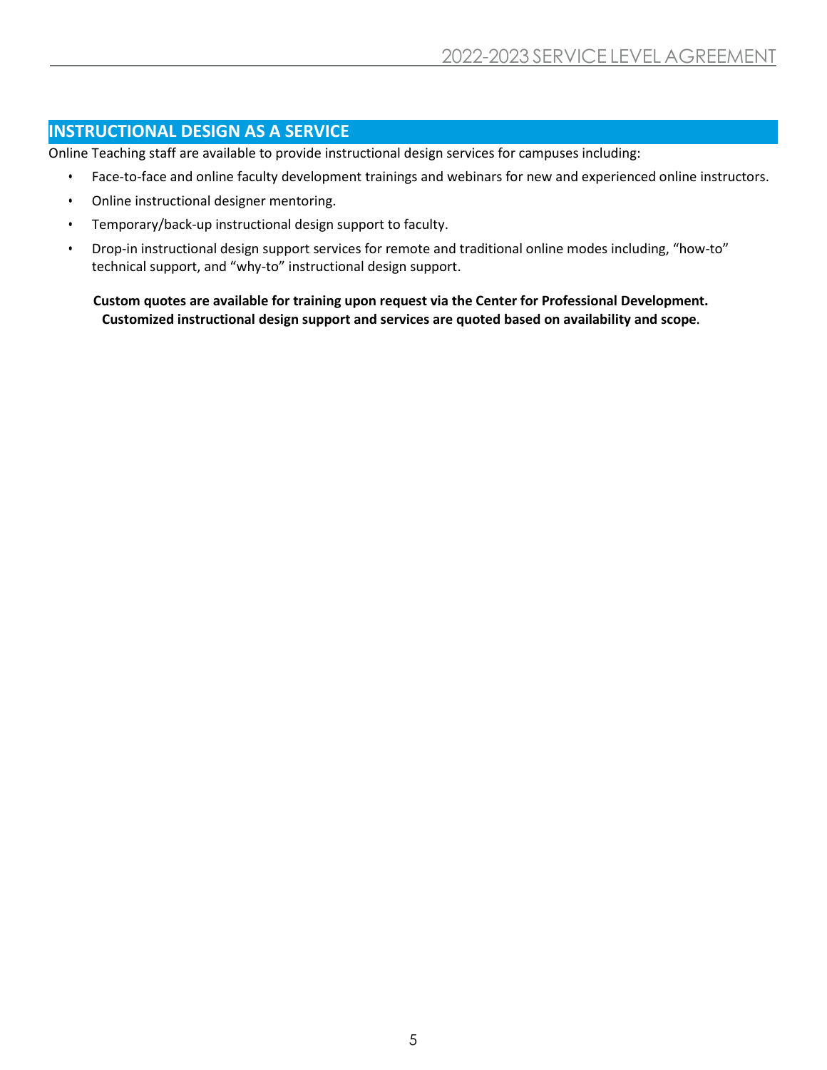## INSTRUCTIONAL DESIGN AS A SERVICE

Online Teaching staff are available to provide instructional design services for campuses including:

- Face-to-face and online faculty development trainings and webinars for new and experienced online instructors.
- Online instructional designer mentoring.
- Temporary/back-up instructional design support to faculty.
- Drop-in instructional design support services for remote and traditional online modes including, “how-to” technical support, and “why-to” instructional design support.

**Custom quotes are available for training upon request via the Center for Professional Development. Customized instructional design support and services are quoted based on availability and scope.**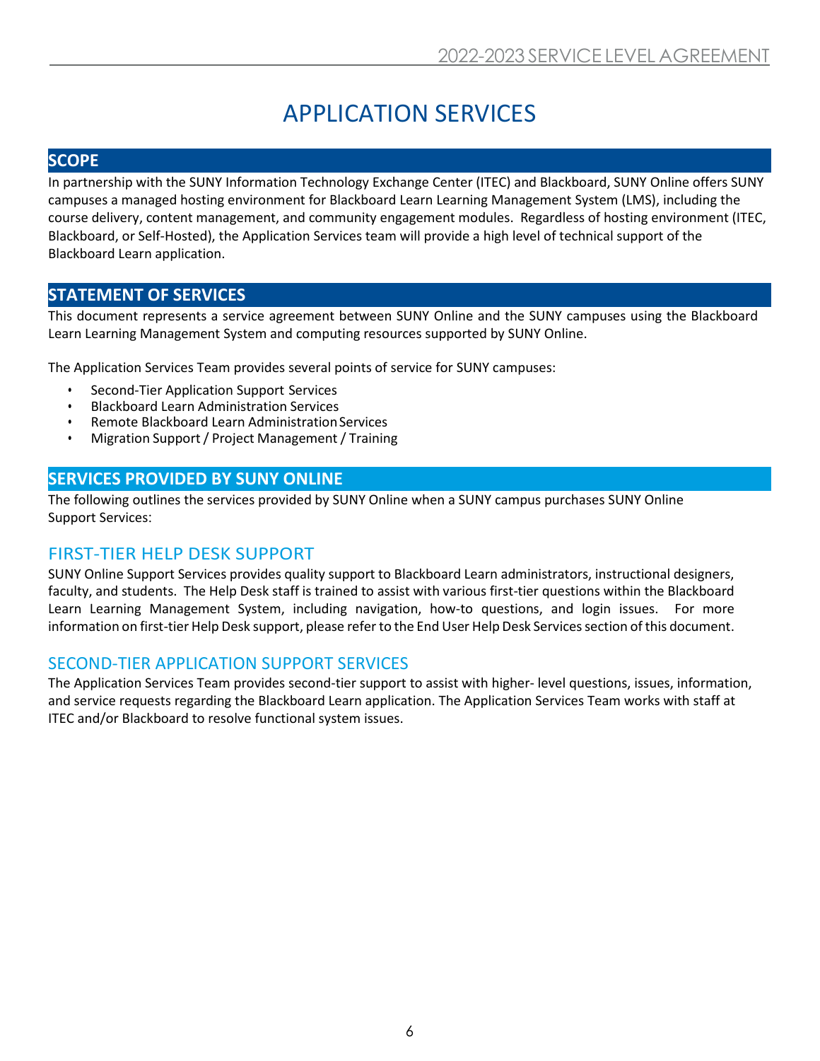# APPLICATION SERVICES

## SCOPE

In partnership with the SUNY Information Technology Exchange Center (ITEC) and Blackboard, SUNY Online offers SUNY campuses a managed hosting environment for Blackboard Learn Learning Management System (LMS), including the course delivery, content management, and community engagement modules. Regardless of hosting environment (ITEC, Blackboard, or Self-Hosted), the Application Services team will provide a high level of technical support of the Blackboard Learn application.

## STATEMENT OF SERVICES

This document represents a service agreement between SUNY Online and the SUNY campuses using the Blackboard Learn Learning Management System and computing resources supported by SUNY Online.

The Application Services Team provides several points of service for SUNY campuses:

- Second-Tier Application Support Services
- Blackboard Learn Administration Services
- Remote Blackboard Learn Administration Services
- Migration Support / Project Management / Training

## SERVICES PROVIDED BY SUNY ONLINE

The following outlines the services provided by SUNY Online when a SUNY campus purchases SUNY Online Support Services:

### FIRST-TIER HELP DESK SUPPORT

SUNY Online Support Services provides quality support to Blackboard Learn administrators, instructional designers, faculty, and students. The Help Desk staff is trained to assist with various first-tier questions within the Blackboard Learn Learning Management System, including navigation, how-to questions, and login issues. For more information on first-tier Help Desk support, please refer to the End User Help Desk Services section of this document.

### SECOND-TIER APPLICATION SUPPORT SERVICES

The Application Services Team provides second-tier support to assist with higher- level questions, issues, information, and service requests regarding the Blackboard Learn application. The Application Services Team works with staff at ITEC and/or Blackboard to resolve functional system issues.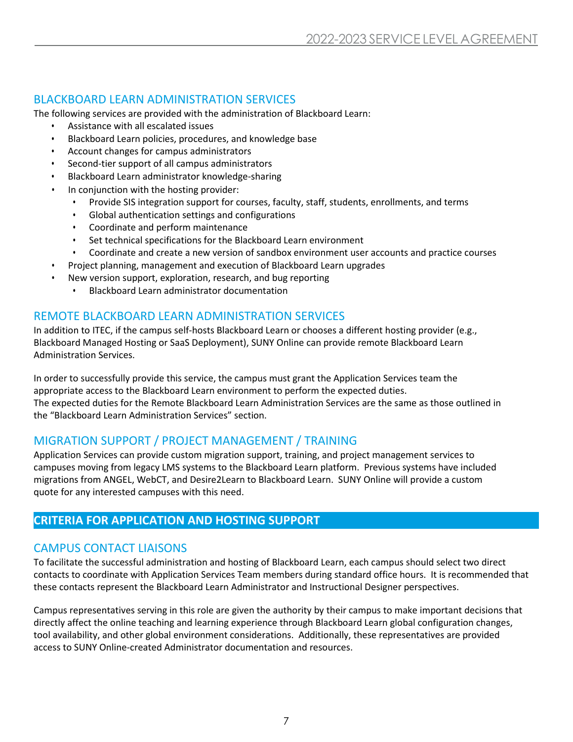## BLACKBOARD LEARN ADMINISTRATION SERVICES

The following services are provided with the administration of Blackboard Learn:

- Assistance with all escalated issues
- Blackboard Learn policies, procedures, and knowledge base
- Account changes for campus administrators
- Second-tier support of all campus administrators
- Blackboard Learn administrator knowledge-sharing
- In conjunction with the hosting provider:
    - Provide SIS integration support for courses, faculty, staff, students, enrollments, and terms
    - Global authentication settings and configurations
    - Coordinate and perform maintenance
    - Set technical specifications for the Blackboard Learn environment
    - Coordinate and create a new version of sandbox environment user accounts and practice courses
- Project planning, management and execution of Blackboard Learn upgrades
- New version support, exploration, research, and bug reporting
    - Blackboard Learn administrator documentation

## REMOTE BLACKBOARD LEARN ADMINISTRATION SERVICES

In addition to ITEC, if the campus self-hosts Blackboard Learn or chooses a different hosting provider (e.g., Blackboard Managed Hosting or SaaS Deployment), SUNY Online can provide remote Blackboard Learn Administration Services.

In order to successfully provide this service, the campus must grant the Application Services team the appropriate access to the Blackboard Learn environment to perform the expected duties.
The expected duties for the Remote Blackboard Learn Administration Services are the same as those outlined in the "Blackboard Learn Administration Services" section.

## MIGRATION SUPPORT / PROJECT MANAGEMENT / TRAINING

Application Services can provide custom migration support, training, and project management services to campuses moving from legacy LMS systems to the Blackboard Learn platform. Previous systems have included migrations from ANGEL, WebCT, and Desire2Learn to Blackboard Learn. SUNY Online will provide a custom quote for any interested campuses with this need.

# CRITERIA FOR APPLICATION AND HOSTING SUPPORT

## CAMPUS CONTACT LIAISONS

To facilitate the successful administration and hosting of Blackboard Learn, each campus should select two direct contacts to coordinate with Application Services Team members during standard office hours. It is recommended that these contacts represent the Blackboard Learn Administrator and Instructional Designer perspectives.

Campus representatives serving in this role are given the authority by their campus to make important decisions that directly affect the online teaching and learning experience through Blackboard Learn global configuration changes, tool availability, and other global environment considerations. Additionally, these representatives are provided access to SUNY Online-created Administrator documentation and resources.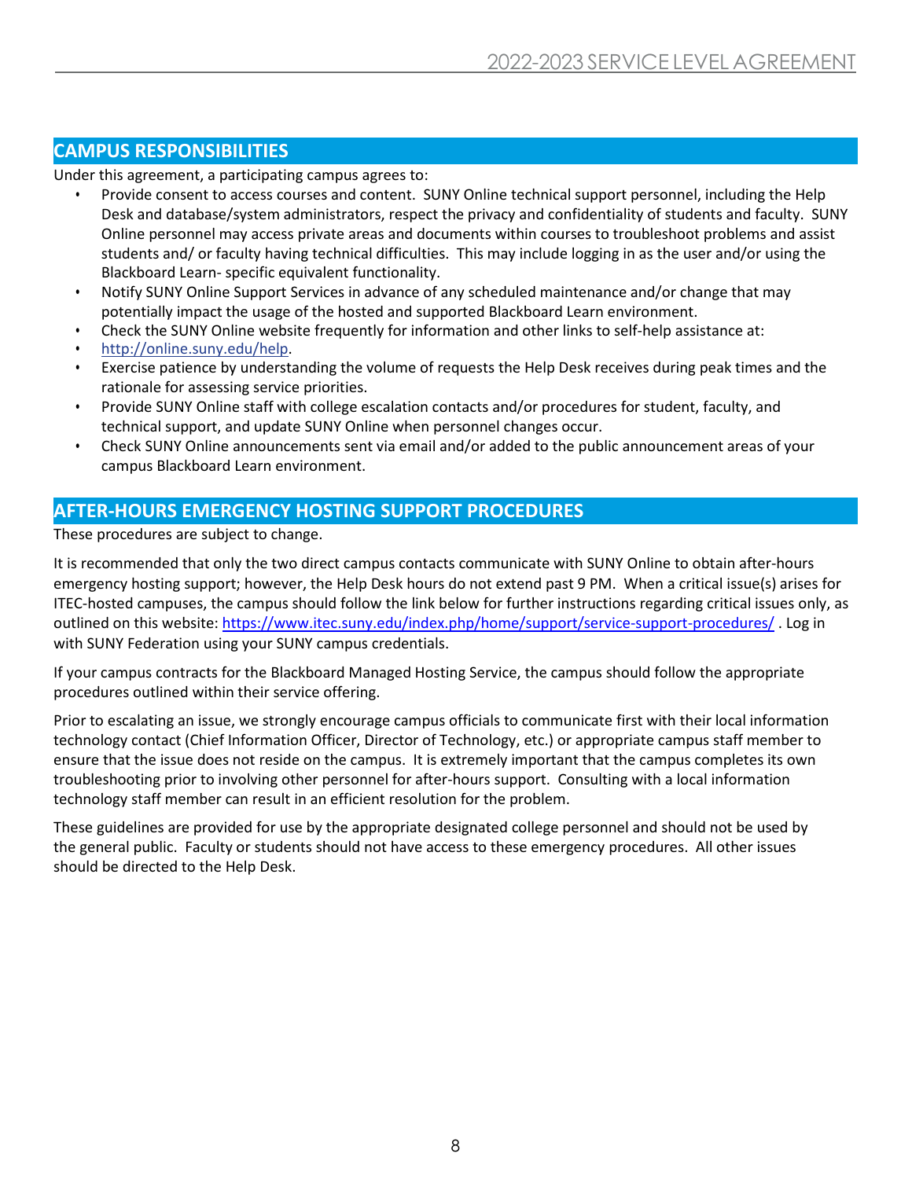## CAMPUS RESPONSIBILITIES

Under this agreement, a participating campus agrees to:

- Provide consent to access courses and content. SUNY Online technical support personnel, including the Help Desk and database/system administrators, respect the privacy and confidentiality of students and faculty. SUNY Online personnel may access private areas and documents within courses to troubleshoot problems and assist students and/ or faculty having technical difficulties. This may include logging in as the user and/or using the Blackboard Learn- specific equivalent functionality.
- Notify SUNY Online Support Services in advance of any scheduled maintenance and/or change that may potentially impact the usage of the hosted and supported Blackboard Learn environment.
- Check the SUNY Online website frequently for information and other links to self-help assistance at:
- http://online.suny.edu/help.
- Exercise patience by understanding the volume of requests the Help Desk receives during peak times and the rationale for assessing service priorities.
- Provide SUNY Online staff with college escalation contacts and/or procedures for student, faculty, and technical support, and update SUNY Online when personnel changes occur.
- Check SUNY Online announcements sent via email and/or added to the public announcement areas of your campus Blackboard Learn environment.

## AFTER-HOURS EMERGENCY HOSTING SUPPORT PROCEDURES

These procedures are subject to change.

It is recommended that only the two direct campus contacts communicate with SUNY Online to obtain after-hours emergency hosting support; however, the Help Desk hours do not extend past 9 PM. When a critical issue(s) arises for ITEC-hosted campuses, the campus should follow the link below for further instructions regarding critical issues only, as outlined on this website: https://www.itec.suny.edu/index.php/home/support/service-support-procedures/ . Log in with SUNY Federation using your SUNY campus credentials.

If your campus contracts for the Blackboard Managed Hosting Service, the campus should follow the appropriate procedures outlined within their service offering.

Prior to escalating an issue, we strongly encourage campus officials to communicate first with their local information technology contact (Chief Information Officer, Director of Technology, etc.) or appropriate campus staff member to ensure that the issue does not reside on the campus. It is extremely important that the campus completes its own troubleshooting prior to involving other personnel for after-hours support. Consulting with a local information technology staff member can result in an efficient resolution for the problem.

These guidelines are provided for use by the appropriate designated college personnel and should not be used by the general public. Faculty or students should not have access to these emergency procedures. All other issues should be directed to the Help Desk.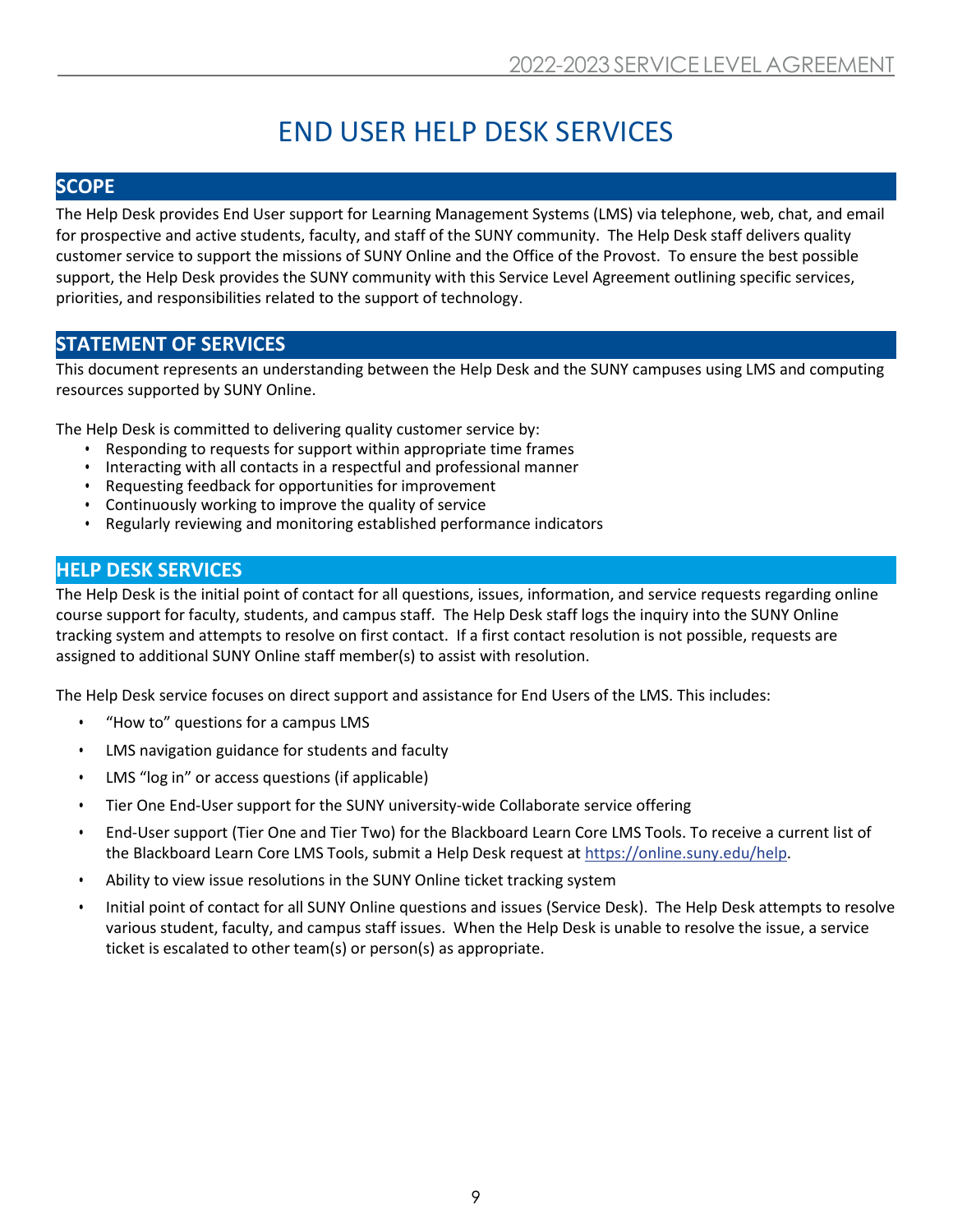# END USER HELP DESK SERVICES

## SCOPE

The Help Desk provides End User support for Learning Management Systems (LMS) via telephone, web, chat, and email for prospective and active students, faculty, and staff of the SUNY community. The Help Desk staff delivers quality customer service to support the missions of SUNY Online and the Office of the Provost. To ensure the best possible support, the Help Desk provides the SUNY community with this Service Level Agreement outlining specific services, priorities, and responsibilities related to the support of technology.

## STATEMENT OF SERVICES

This document represents an understanding between the Help Desk and the SUNY campuses using LMS and computing resources supported by SUNY Online.

The Help Desk is committed to delivering quality customer service by:

- Responding to requests for support within appropriate time frames
- Interacting with all contacts in a respectful and professional manner
- Requesting feedback for opportunities for improvement
- Continuously working to improve the quality of service
- Regularly reviewing and monitoring established performance indicators

## HELP DESK SERVICES

The Help Desk is the initial point of contact for all questions, issues, information, and service requests regarding online course support for faculty, students, and campus staff. The Help Desk staff logs the inquiry into the SUNY Online tracking system and attempts to resolve on first contact. If a first contact resolution is not possible, requests are assigned to additional SUNY Online staff member(s) to assist with resolution.

The Help Desk service focuses on direct support and assistance for End Users of the LMS. This includes:

- "How to" questions for a campus LMS
- LMS navigation guidance for students and faculty
- LMS "log in" or access questions (if applicable)
- Tier One End-User support for the SUNY university-wide Collaborate service offering
- End-User support (Tier One and Tier Two) for the Blackboard Learn Core LMS Tools. To receive a current list of the Blackboard Learn Core LMS Tools, submit a Help Desk request at [https://online.suny.edu/help](https://online.suny.edu/help).
- Ability to view issue resolutions in the SUNY Online ticket tracking system
- Initial point of contact for all SUNY Online questions and issues (Service Desk). The Help Desk attempts to resolve various student, faculty, and campus staff issues. When the Help Desk is unable to resolve the issue, a service ticket is escalated to other team(s) or person(s) as appropriate.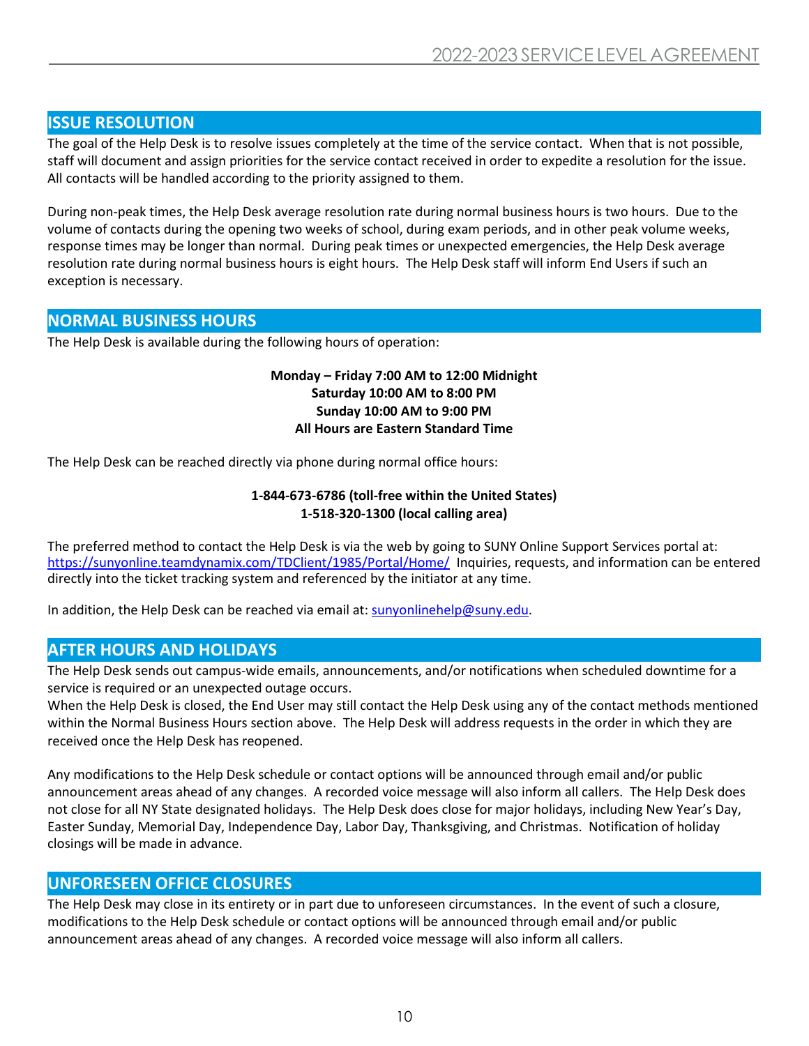## ISSUE RESOLUTION

The goal of the Help Desk is to resolve issues completely at the time of the service contact. When that is not possible, staff will document and assign priorities for the service contact received in order to expedite a resolution for the issue. All contacts will be handled according to the priority assigned to them.

During non-peak times, the Help Desk average resolution rate during normal business hours is two hours. Due to the volume of contacts during the opening two weeks of school, during exam periods, and in other peak volume weeks, response times may be longer than normal. During peak times or unexpected emergencies, the Help Desk average resolution rate during normal business hours is eight hours. The Help Desk staff will inform End Users if such an exception is necessary.

## NORMAL BUSINESS HOURS

The Help Desk is available during the following hours of operation:

**Monday – Friday 7:00 AM to 12:00 Midnight**
**Saturday 10:00 AM to 8:00 PM**
**Sunday 10:00 AM to 9:00 PM**
**All Hours are Eastern Standard Time**

The Help Desk can be reached directly via phone during normal office hours:

**1-844-673-6786 (toll-free within the United States)**
**1-518-320-1300 (local calling area)**

The preferred method to contact the Help Desk is via the web by going to SUNY Online Support Services portal at: https://sunyonline.teamdynamix.com/TDClient/1985/Portal/Home/ Inquiries, requests, and information can be entered directly into the ticket tracking system and referenced by the initiator at any time.

In addition, the Help Desk can be reached via email at: sunyonlinehelp@suny.edu.

## AFTER HOURS AND HOLIDAYS

The Help Desk sends out campus-wide emails, announcements, and/or notifications when scheduled downtime for a service is required or an unexpected outage occurs.
When the Help Desk is closed, the End User may still contact the Help Desk using any of the contact methods mentioned within the Normal Business Hours section above. The Help Desk will address requests in the order in which they are received once the Help Desk has reopened.

Any modifications to the Help Desk schedule or contact options will be announced through email and/or public announcement areas ahead of any changes. A recorded voice message will also inform all callers. The Help Desk does not close for all NY State designated holidays. The Help Desk does close for major holidays, including New Year's Day, Easter Sunday, Memorial Day, Independence Day, Labor Day, Thanksgiving, and Christmas. Notification of holiday closings will be made in advance.

## UNFORESEEN OFFICE CLOSURES

The Help Desk may close in its entirety or in part due to unforeseen circumstances. In the event of such a closure, modifications to the Help Desk schedule or contact options will be announced through email and/or public announcement areas ahead of any changes. A recorded voice message will also inform all callers.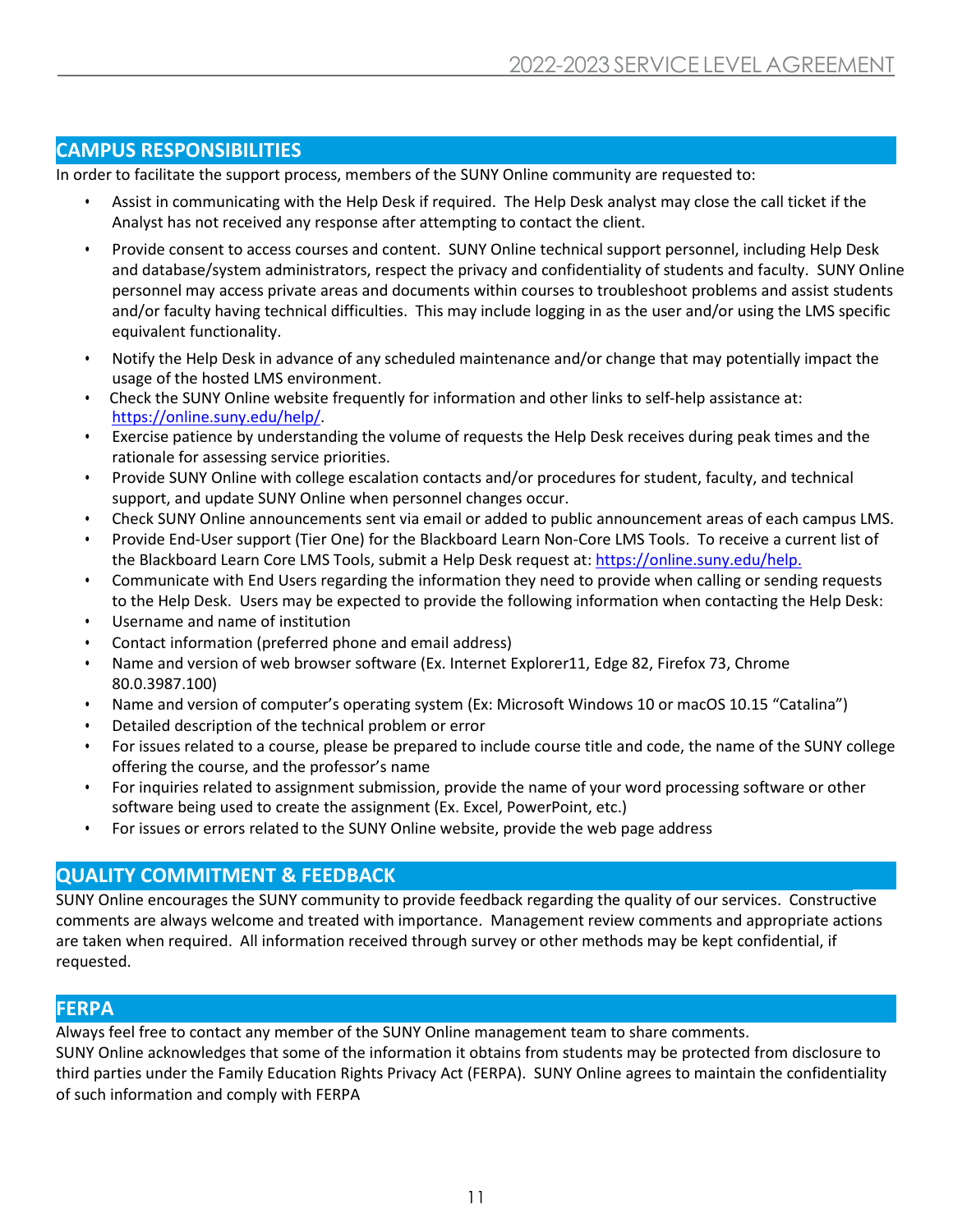## CAMPUS RESPONSIBILITIES

In order to facilitate the support process, members of the SUNY Online community are requested to:

- Assist in communicating with the Help Desk if required. The Help Desk analyst may close the call ticket if the Analyst has not received any response after attempting to contact the client.
- Provide consent to access courses and content. SUNY Online technical support personnel, including Help Desk and database/system administrators, respect the privacy and confidentiality of students and faculty. SUNY Online personnel may access private areas and documents within courses to troubleshoot problems and assist students and/or faculty having technical difficulties. This may include logging in as the user and/or using the LMS specific equivalent functionality.
- Notify the Help Desk in advance of any scheduled maintenance and/or change that may potentially impact the usage of the hosted LMS environment.
- Check the SUNY Online website frequently for information and other links to self-help assistance at: https://online.suny.edu/help/.
- Exercise patience by understanding the volume of requests the Help Desk receives during peak times and the rationale for assessing service priorities.
- Provide SUNY Online with college escalation contacts and/or procedures for student, faculty, and technical support, and update SUNY Online when personnel changes occur.
- Check SUNY Online announcements sent via email or added to public announcement areas of each campus LMS.
- Provide End-User support (Tier One) for the Blackboard Learn Non-Core LMS Tools. To receive a current list of the Blackboard Learn Core LMS Tools, submit a Help Desk request at: https://online.suny.edu/help.
- Communicate with End Users regarding the information they need to provide when calling or sending requests to the Help Desk. Users may be expected to provide the following information when contacting the Help Desk:
- Username and name of institution
- Contact information (preferred phone and email address)
- Name and version of web browser software (Ex. Internet Explorer11, Edge 82, Firefox 73, Chrome 80.0.3987.100)
- Name and version of computer's operating system (Ex: Microsoft Windows 10 or macOS 10.15 "Catalina")
- Detailed description of the technical problem or error
- For issues related to a course, please be prepared to include course title and code, the name of the SUNY college offering the course, and the professor's name
- For inquiries related to assignment submission, provide the name of your word processing software or other software being used to create the assignment (Ex. Excel, PowerPoint, etc.)
- For issues or errors related to the SUNY Online website, provide the web page address

## QUALITY COMMITMENT & FEEDBACK

SUNY Online encourages the SUNY community to provide feedback regarding the quality of our services. Constructive comments are always welcome and treated with importance. Management review comments and appropriate actions are taken when required. All information received through survey or other methods may be kept confidential, if requested.

## FERPA

Always feel free to contact any member of the SUNY Online management team to share comments.
SUNY Online acknowledges that some of the information it obtains from students may be protected from disclosure to third parties under the Family Education Rights Privacy Act (FERPA). SUNY Online agrees to maintain the confidentiality of such information and comply with FERPA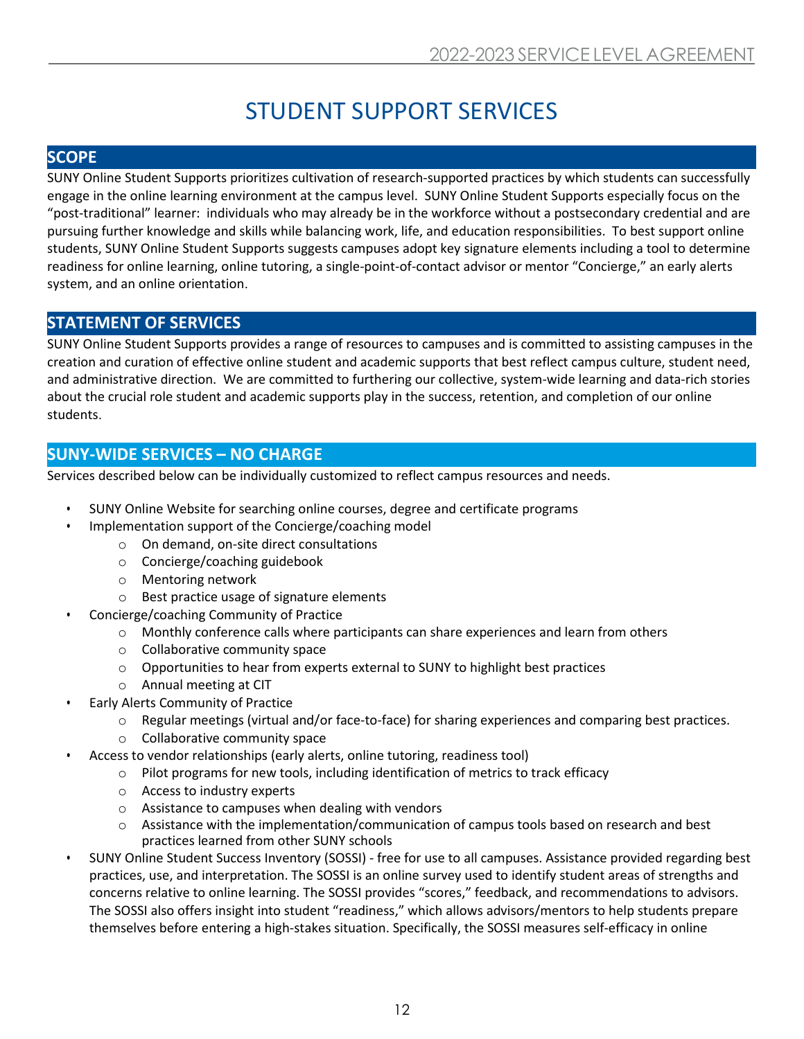# STUDENT SUPPORT SERVICES

## SCOPE

SUNY Online Student Supports prioritizes cultivation of research-supported practices by which students can successfully engage in the online learning environment at the campus level. SUNY Online Student Supports especially focus on the "post-traditional" learner: individuals who may already be in the workforce without a postsecondary credential and are pursuing further knowledge and skills while balancing work, life, and education responsibilities. To best support online students, SUNY Online Student Supports suggests campuses adopt key signature elements including a tool to determine readiness for online learning, online tutoring, a single-point-of-contact advisor or mentor "Concierge," an early alerts system, and an online orientation.

## STATEMENT OF SERVICES

SUNY Online Student Supports provides a range of resources to campuses and is committed to assisting campuses in the creation and curation of effective online student and academic supports that best reflect campus culture, student need, and administrative direction. We are committed to furthering our collective, system-wide learning and data-rich stories about the crucial role student and academic supports play in the success, retention, and completion of our online students.

## SUNY-WIDE SERVICES – NO CHARGE

Services described below can be individually customized to reflect campus resources and needs.

- SUNY Online Website for searching online courses, degree and certificate programs
- Implementation support of the Concierge/coaching model
  - On demand, on-site direct consultations
  - Concierge/coaching guidebook
  - Mentoring network
  - Best practice usage of signature elements
- Concierge/coaching Community of Practice
  - Monthly conference calls where participants can share experiences and learn from others
  - Collaborative community space
  - Opportunities to hear from experts external to SUNY to highlight best practices
  - Annual meeting at CIT
- Early Alerts Community of Practice
  - Regular meetings (virtual and/or face-to-face) for sharing experiences and comparing best practices.
  - Collaborative community space
- Access to vendor relationships (early alerts, online tutoring, readiness tool)
  - Pilot programs for new tools, including identification of metrics to track efficacy
  - Access to industry experts
  - Assistance to campuses when dealing with vendors
  - Assistance with the implementation/communication of campus tools based on research and best practices learned from other SUNY schools
- SUNY Online Student Success Inventory (SOSSI) - free for use to all campuses. Assistance provided regarding best practices, use, and interpretation. The SOSSI is an online survey used to identify student areas of strengths and concerns relative to online learning. The SOSSI provides "scores," feedback, and recommendations to advisors. The SOSSI also offers insight into student "readiness," which allows advisors/mentors to help students prepare themselves before entering a high-stakes situation. Specifically, the SOSSI measures self-efficacy in online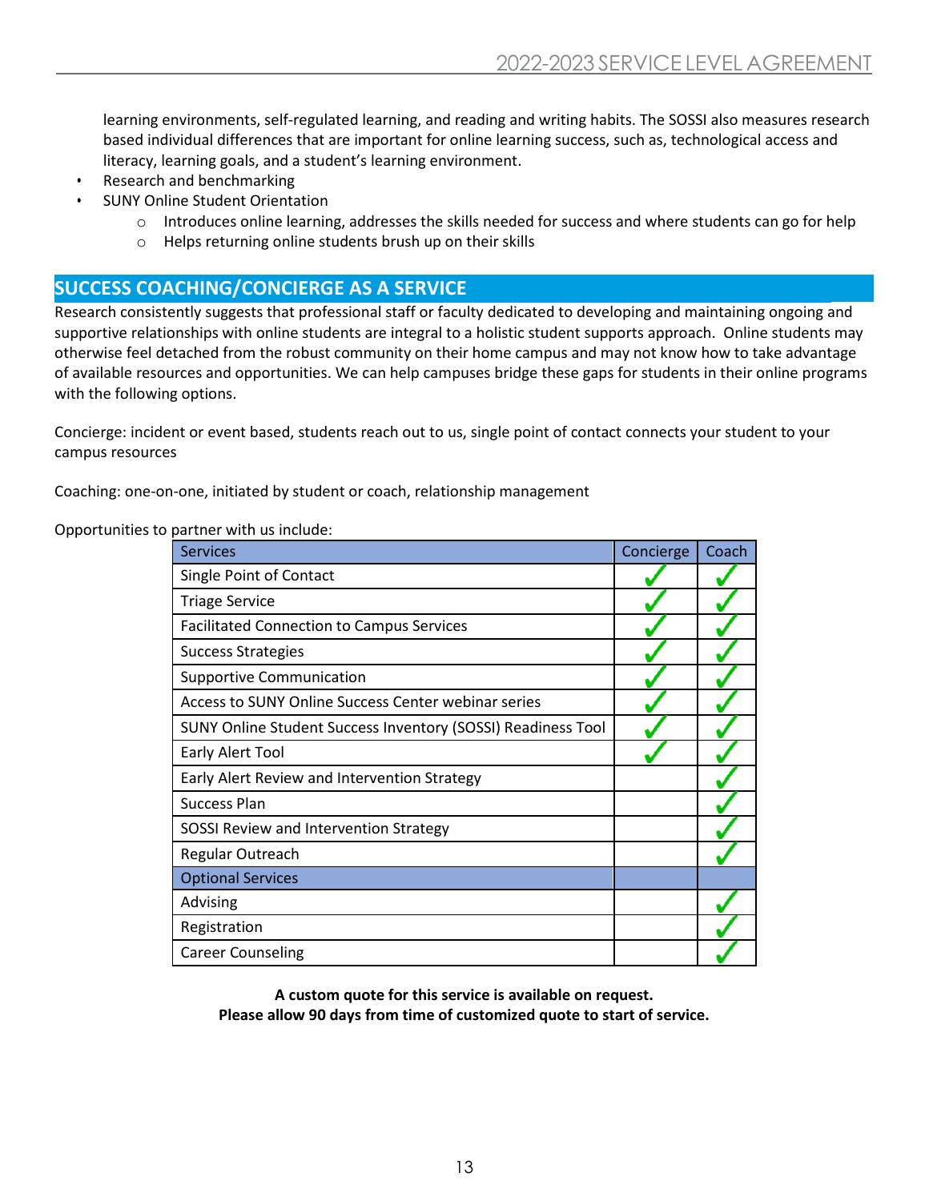learning environments, self-regulated learning, and reading and writing habits. The SOSSI also measures research based individual differences that are important for online learning success, such as, technological access and literacy, learning goals, and a student's learning environment.

- Research and benchmarking
- SUNY Online Student Orientation
  - Introduces online learning, addresses the skills needed for success and where students can go for help
  - Helps returning online students brush up on their skills

## SUCCESS COACHING/CONCIERGE AS A SERVICE

Research consistently suggests that professional staff or faculty dedicated to developing and maintaining ongoing and supportive relationships with online students are integral to a holistic student supports approach. Online students may otherwise feel detached from the robust community on their home campus and may not know how to take advantage of available resources and opportunities. We can help campuses bridge these gaps for students in their online programs with the following options.

Concierge: incident or event based, students reach out to us, single point of contact connects your student to your campus resources

Coaching: one-on-one, initiated by student or coach, relationship management

Opportunities to partner with us include:

| Services | Concierge | Coach |
|---|---|---|
| Single Point of Contact | ✓ | ✓ |
| Triage Service | ✓ | ✓ |
| Facilitated Connection to Campus Services | ✓ | ✓ |
| Success Strategies | ✓ | ✓ |
| Supportive Communication | ✓ | ✓ |
| Access to SUNY Online Success Center webinar series | ✓ | ✓ |
| SUNY Online Student Success Inventory (SOSSI) Readiness Tool | ✓ | ✓ |
| Early Alert Tool | ✓ | ✓ |
| Early Alert Review and Intervention Strategy | | ✓ |
| Success Plan | | ✓ |
| SOSSI Review and Intervention Strategy | | ✓ |
| Regular Outreach | | ✓ |
| Optional Services | | |
| Advising | | ✓ |
| Registration | | ✓ |
| Career Counseling | | ✓ |

**A custom quote for this service is available on request.**
**Please allow 90 days from time of customized quote to start of service.**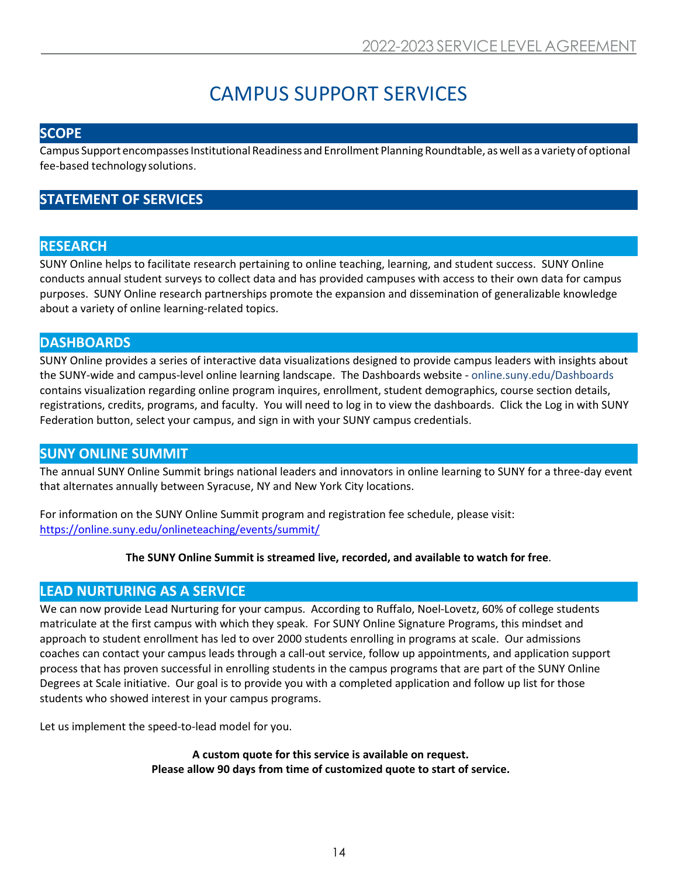# CAMPUS SUPPORT SERVICES

## SCOPE

Campus Support encompasses Institutional Readiness and Enrollment Planning Roundtable, as well as a variety of optional fee-based technology solutions.

## STATEMENT OF SERVICES

### RESEARCH

SUNY Online helps to facilitate research pertaining to online teaching, learning, and student success. SUNY Online conducts annual student surveys to collect data and has provided campuses with access to their own data for campus purposes. SUNY Online research partnerships promote the expansion and dissemination of generalizable knowledge about a variety of online learning-related topics.

### DASHBOARDS

SUNY Online provides a series of interactive data visualizations designed to provide campus leaders with insights about the SUNY-wide and campus-level online learning landscape. The Dashboards website - online.suny.edu/Dashboards contains visualization regarding online program inquires, enrollment, student demographics, course section details, registrations, credits, programs, and faculty. You will need to log in to view the dashboards. Click the Log in with SUNY Federation button, select your campus, and sign in with your SUNY campus credentials.

### SUNY ONLINE SUMMIT

The annual SUNY Online Summit brings national leaders and innovators in online learning to SUNY for a three-day event that alternates annually between Syracuse, NY and New York City locations.

For information on the SUNY Online Summit program and registration fee schedule, please visit: https://online.suny.edu/onlineteaching/events/summit/

**The SUNY Online Summit is streamed live, recorded, and available to watch for free**.

### LEAD NURTURING AS A SERVICE

We can now provide Lead Nurturing for your campus. According to Ruffalo, Noel-Lovetz, 60% of college students matriculate at the first campus with which they speak. For SUNY Online Signature Programs, this mindset and approach to student enrollment has led to over 2000 students enrolling in programs at scale. Our admissions coaches can contact your campus leads through a call-out service, follow up appointments, and application support process that has proven successful in enrolling students in the campus programs that are part of the SUNY Online Degrees at Scale initiative. Our goal is to provide you with a completed application and follow up list for those students who showed interest in your campus programs.

Let us implement the speed-to-lead model for you.

**A custom quote for this service is available on request.**
**Please allow 90 days from time of customized quote to start of service.**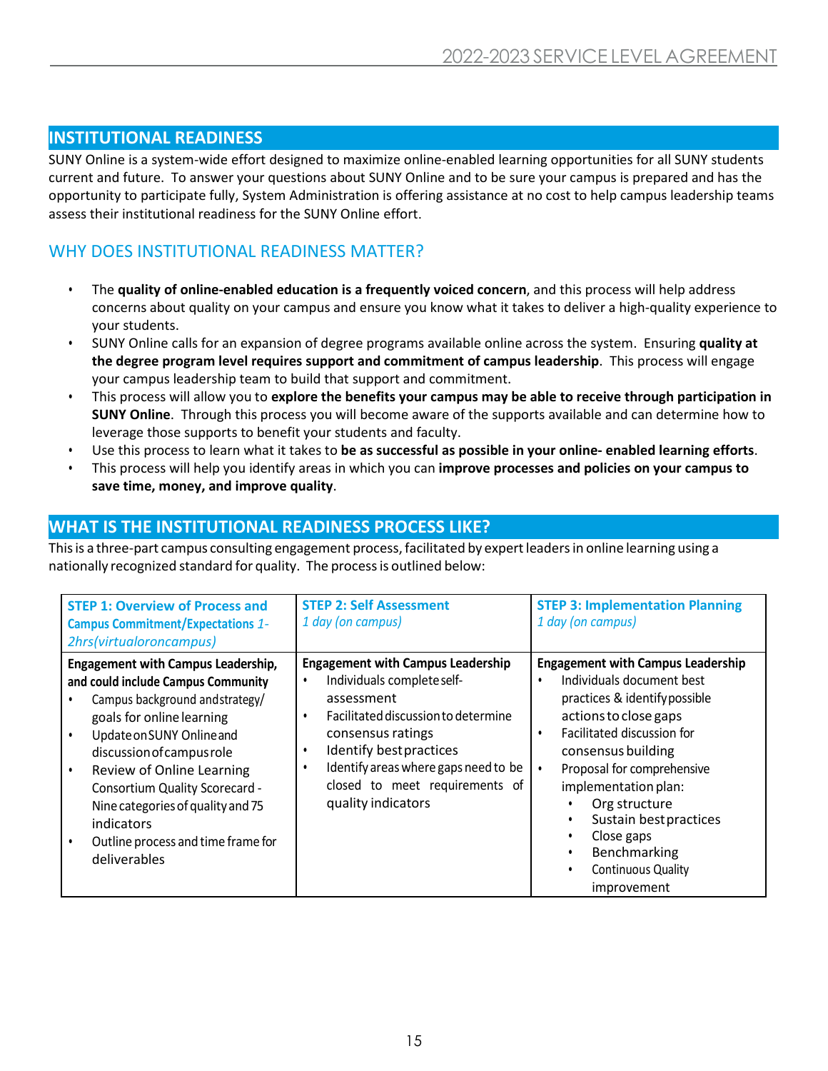## INSTITUTIONAL READINESS

SUNY Online is a system-wide effort designed to maximize online-enabled learning opportunities for all SUNY students current and future. To answer your questions about SUNY Online and to be sure your campus is prepared and has the opportunity to participate fully, System Administration is offering assistance at no cost to help campus leadership teams assess their institutional readiness for the SUNY Online effort.

### WHY DOES INSTITUTIONAL READINESS MATTER?

- The **quality of online-enabled education is a frequently voiced concern**, and this process will help address concerns about quality on your campus and ensure you know what it takes to deliver a high-quality experience to your students.
- SUNY Online calls for an expansion of degree programs available online across the system. Ensuring **quality at the degree program level requires support and commitment of campus leadership**. This process will engage your campus leadership team to build that support and commitment.
- This process will allow you to **explore the benefits your campus may be able to receive through participation in SUNY Online**. Through this process you will become aware of the supports available and can determine how to leverage those supports to benefit your students and faculty.
- Use this process to learn what it takes to **be as successful as possible in your online- enabled learning efforts**.
- This process will help you identify areas in which you can **improve processes and policies on your campus to save time, money, and improve quality**.

## WHAT IS THE INSTITUTIONAL READINESS PROCESS LIKE?

This is a three-part campus consulting engagement process, facilitated by expert leaders in online learning using a nationally recognized standard for quality. The process is outlined below:

| **STEP 1: Overview of Process and Campus Commitment/Expectations** *1-2hrs(virtualoroncampus)* | **STEP 2: Self Assessment** *1 day (on campus)* | **STEP 3: Implementation Planning** *1 day (on campus)* |
|---|---|---|
| **Engagement with Campus Leadership, and could include Campus Community**<br>• Campus background and strategy/ goals for online learning<br>• Update on SUNY Online and discussion of campus role<br>• Review of Online Learning Consortium Quality Scorecard - Nine categories of quality and 75 indicators<br>• Outline process and time frame for deliverables | **Engagement with Campus Leadership**<br>• Individuals complete self-assessment<br>• Facilitated discussion to determine consensus ratings<br>• Identify best practices<br>• Identify areas where gaps need to be closed to meet requirements of quality indicators | **Engagement with Campus Leadership**<br>• Individuals document best practices & identify possible actions to close gaps<br>• Facilitated discussion for consensus building<br>• Proposal for comprehensive implementation plan:<br>&nbsp;&nbsp;• Org structure<br>&nbsp;&nbsp;• Sustain best practices<br>&nbsp;&nbsp;• Close gaps<br>&nbsp;&nbsp;• Benchmarking<br>&nbsp;&nbsp;• Continuous Quality improvement |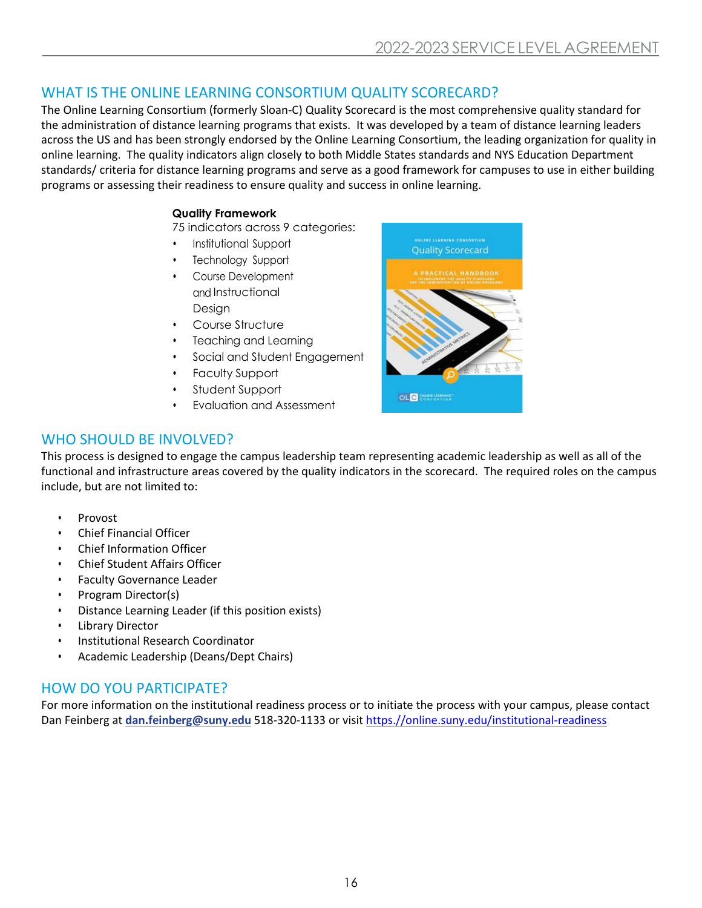## WHAT IS THE ONLINE LEARNING CONSORTIUM QUALITY SCORECARD?

The Online Learning Consortium (formerly Sloan-C) Quality Scorecard is the most comprehensive quality standard for the administration of distance learning programs that exists. It was developed by a team of distance learning leaders across the US and has been strongly endorsed by the Online Learning Consortium, the leading organization for quality in online learning. The quality indicators align closely to both Middle States standards and NYS Education Department standards/ criteria for distance learning programs and serve as a good framework for campuses to use in either building programs or assessing their readiness to ensure quality and success in online learning.

**Quality Framework**

75 indicators across 9 categories:

- Institutional Support
- Technology Support
- Course Development and Instructional Design
- Course Structure
- Teaching and Learning
- Social and Student Engagement
- Faculty Support
- Student Support
- Evaluation and Assessment

## WHO SHOULD BE INVOLVED?

This process is designed to engage the campus leadership team representing academic leadership as well as all of the functional and infrastructure areas covered by the quality indicators in the scorecard. The required roles on the campus include, but are not limited to:

- Provost
- Chief Financial Officer
- Chief Information Officer
- Chief Student Affairs Officer
- Faculty Governance Leader
- Program Director(s)
- Distance Learning Leader (if this position exists)
- Library Director
- Institutional Research Coordinator
- Academic Leadership (Deans/Dept Chairs)

## HOW DO YOU PARTICIPATE?

For more information on the institutional readiness process or to initiate the process with your campus, please contact Dan Feinberg at **dan.feinberg@suny.edu** 518-320-1133 or visit https://online.suny.edu/institutional-readiness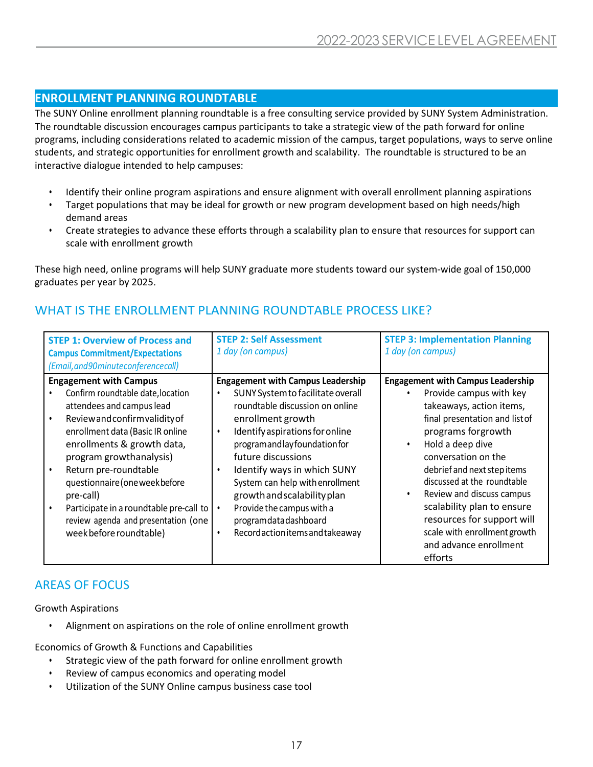## ENROLLMENT PLANNING ROUNDTABLE

The SUNY Online enrollment planning roundtable is a free consulting service provided by SUNY System Administration. The roundtable discussion encourages campus participants to take a strategic view of the path forward for online programs, including considerations related to academic mission of the campus, target populations, ways to serve online students, and strategic opportunities for enrollment growth and scalability. The roundtable is structured to be an interactive dialogue intended to help campuses:

- Identify their online program aspirations and ensure alignment with overall enrollment planning aspirations
- Target populations that may be ideal for growth or new program development based on high needs/high demand areas
- Create strategies to advance these efforts through a scalability plan to ensure that resources for support can scale with enrollment growth

These high need, online programs will help SUNY graduate more students toward our system-wide goal of 150,000 graduates per year by 2025.

### WHAT IS THE ENROLLMENT PLANNING ROUNDTABLE PROCESS LIKE?

| **STEP 1: Overview of Process and Campus Commitment/Expectations** *(Email, and 90 minute conference call)* | **STEP 2: Self Assessment** *1 day (on campus)* | **STEP 3: Implementation Planning** *1 day (on campus)* |
|---|---|---|
| **Engagement with Campus**<br>• Confirm roundtable date, location attendees and campus lead<br>• Review and confirm validity of enrollment data (Basic IR online enrollments & growth data, program growth analysis)<br>• Return pre-roundtable questionnaire (one week before pre-call)<br>• Participate in a roundtable pre-call to review agenda and presentation (one week before roundtable) | **Engagement with Campus Leadership**<br>• SUNY System to facilitate overall roundtable discussion on online enrollment growth<br>• Identify aspirations for online program and lay foundation for future discussions<br>• Identify ways in which SUNY System can help with enrollment growth and scalability plan<br>• Provide the campus with a program data dashboard<br>• Record action items and takeaway | **Engagement with Campus Leadership**<br>• Provide campus with key takeaways, action items, final presentation and list of programs for growth<br>• Hold a deep dive conversation on the debrief and next step items discussed at the roundtable<br>• Review and discuss campus scalability plan to ensure resources for support will scale with enrollment growth and advance enrollment efforts |

### AREAS OF FOCUS

Growth Aspirations

- Alignment on aspirations on the role of online enrollment growth

Economics of Growth & Functions and Capabilities

- Strategic view of the path forward for online enrollment growth
- Review of campus economics and operating model
- Utilization of the SUNY Online campus business case tool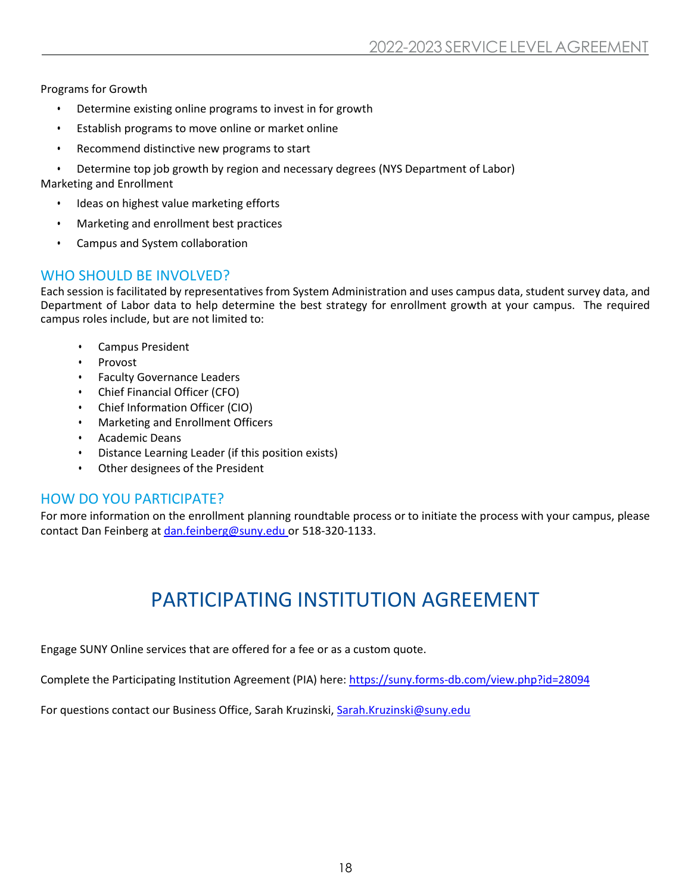Programs for Growth

- Determine existing online programs to invest in for growth
- Establish programs to move online or market online
- Recommend distinctive new programs to start
- Determine top job growth by region and necessary degrees (NYS Department of Labor)

Marketing and Enrollment

- Ideas on highest value marketing efforts
- Marketing and enrollment best practices
- Campus and System collaboration

## WHO SHOULD BE INVOLVED?

Each session is facilitated by representatives from System Administration and uses campus data, student survey data, and Department of Labor data to help determine the best strategy for enrollment growth at your campus. The required campus roles include, but are not limited to:

- Campus President
- Provost
- Faculty Governance Leaders
- Chief Financial Officer (CFO)
- Chief Information Officer (CIO)
- Marketing and Enrollment Officers
- Academic Deans
- Distance Learning Leader (if this position exists)
- Other designees of the President

## HOW DO YOU PARTICIPATE?

For more information on the enrollment planning roundtable process or to initiate the process with your campus, please contact Dan Feinberg at [dan.feinberg@suny.edu](mailto:dan.feinberg@suny.edu) or 518-320-1133.

# PARTICIPATING INSTITUTION AGREEMENT

Engage SUNY Online services that are offered for a fee or as a custom quote.

Complete the Participating Institution Agreement (PIA) here: [https://suny.forms-db.com/view.php?id=28094](https://suny.forms-db.com/view.php?id=28094)

For questions contact our Business Office, Sarah Kruzinski, [Sarah.Kruzinski@suny.edu](mailto:Sarah.Kruzinski@suny.edu)